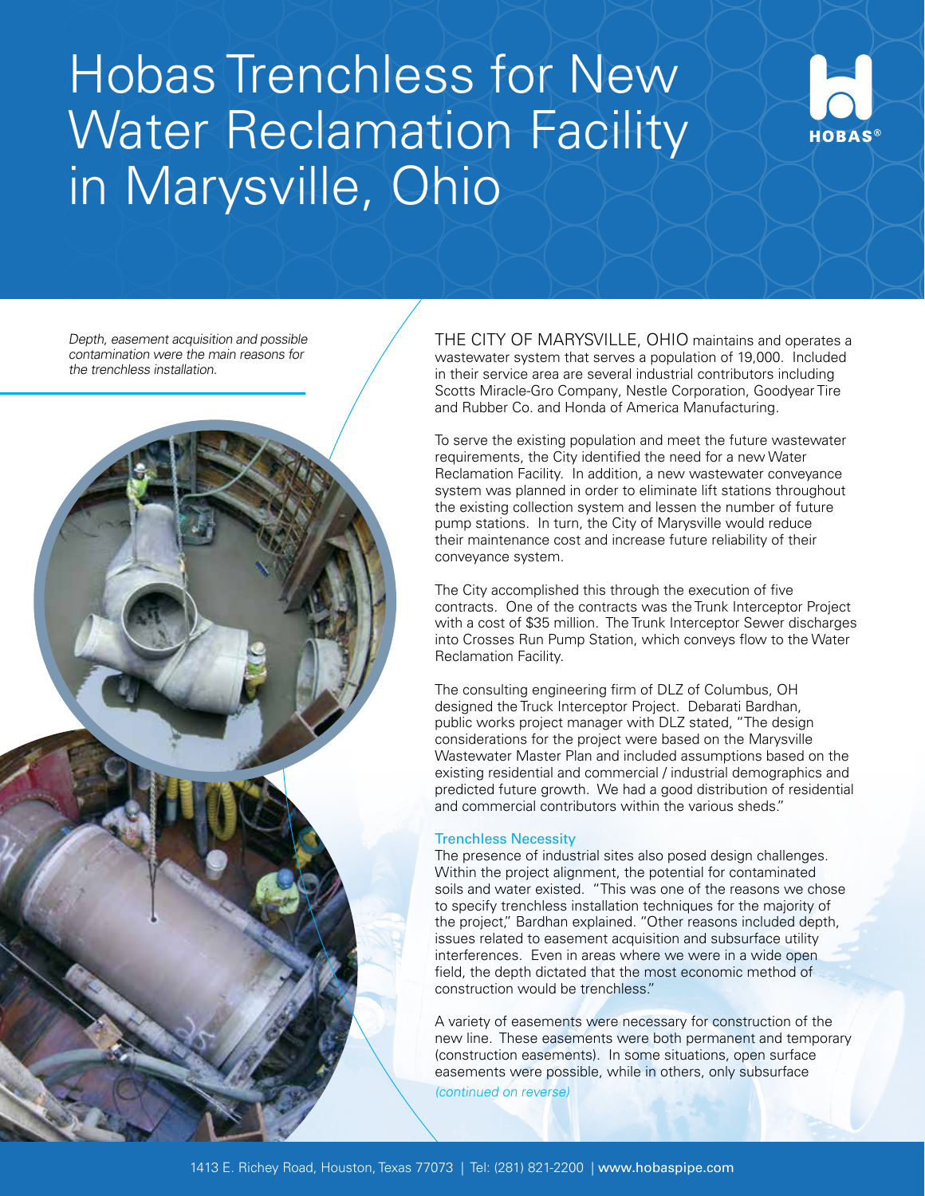# Hobas Trenchless for New Water Reclamation Facility in Marysville, Ohio

*Depth, easement acquisition and possible contamination were the main reasons for the trenchless installation.*

THE CITY OF MARYSVILLE, OHIO maintains and operates a wastewater system that serves a population of 19,000. Included in their service area are several industrial contributors including Scotts Miracle-Gro Company, Nestle Corporation, Goodyear Tire and Rubber Co. and Honda of America Manufacturing.

To serve the existing population and meet the future wastewater requirements, the City identified the need for a new Water Reclamation Facility. In addition, a new wastewater conveyance system was planned in order to eliminate lift stations throughout the existing collection system and lessen the number of future pump stations. In turn, the City of Marysville would reduce their maintenance cost and increase future reliability of their conveyance system.

The City accomplished this through the execution of five contracts. One of the contracts was the Trunk Interceptor Project with a cost of $35 million. The Trunk Interceptor Sewer discharges into Crosses Run Pump Station, which conveys flow to the Water Reclamation Facility.

The consulting engineering firm of DLZ of Columbus, OH designed the Truck Interceptor Project. Debarati Bardhan, public works project manager with DLZ stated, "The design considerations for the project were based on the Marysville Wastewater Master Plan and included assumptions based on the existing residential and commercial / industrial demographics and predicted future growth. We had a good distribution of residential and commercial contributors within the various sheds."

## Trenchless Necessity

The presence of industrial sites also posed design challenges. Within the project alignment, the potential for contaminated soils and water existed. "This was one of the reasons we chose to specify trenchless installation techniques for the majority of the project," Bardhan explained. "Other reasons included depth, issues related to easement acquisition and subsurface utility interferences. Even in areas where we were in a wide open field, the depth dictated that the most economic method of construction would be trenchless."

A variety of easements were necessary for construction of the new line. These easements were both permanent and temporary (construction easements). In some situations, open surface easements were possible, while in others, only subsurface

*(continued on reverse)*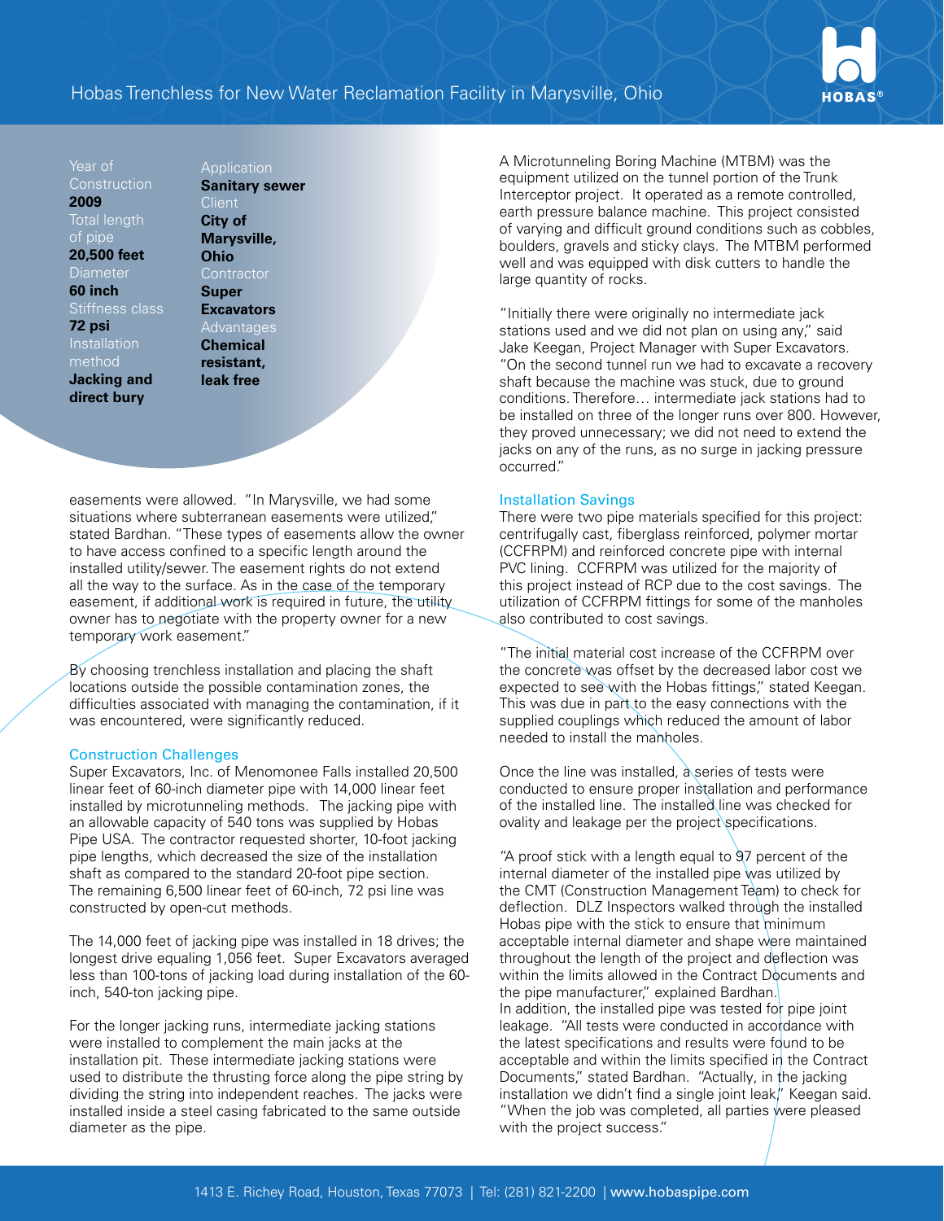# Hobas Trenchless for New Water Reclamation Facility in Marysville, Ohio

Year of Construction
**2009**

Total length of pipe
**20,500 feet**

Diameter
**60 inch**

Stiffness class
**72 psi**

Installation method
**Jacking and direct bury**

Application
**Sanitary sewer**

Client
**City of Marysville, Ohio**

Contractor
**Super Excavators**

Advantages
**Chemical resistant, leak free**

easements were allowed. "In Marysville, we had some situations where subterranean easements were utilized," stated Bardhan. "These types of easements allow the owner to have access confined to a specific length around the installed utility/sewer. The easement rights do not extend all the way to the surface. As in the case of the temporary easement, if additional work is required in future, the utility owner has to negotiate with the property owner for a new temporary work easement."

By choosing trenchless installation and placing the shaft locations outside the possible contamination zones, the difficulties associated with managing the contamination, if it was encountered, were significantly reduced.

## Construction Challenges

Super Excavators, Inc. of Menomonee Falls installed 20,500 linear feet of 60-inch diameter pipe with 14,000 linear feet installed by microtunneling methods. The jacking pipe with an allowable capacity of 540 tons was supplied by Hobas Pipe USA. The contractor requested shorter, 10-foot jacking pipe lengths, which decreased the size of the installation shaft as compared to the standard 20-foot pipe section. The remaining 6,500 linear feet of 60-inch, 72 psi line was constructed by open-cut methods.

The 14,000 feet of jacking pipe was installed in 18 drives; the longest drive equaling 1,056 feet. Super Excavators averaged less than 100-tons of jacking load during installation of the 60-inch, 540-ton jacking pipe.

For the longer jacking runs, intermediate jacking stations were installed to complement the main jacks at the installation pit. These intermediate jacking stations were used to distribute the thrusting force along the pipe string by dividing the string into independent reaches. The jacks were installed inside a steel casing fabricated to the same outside diameter as the pipe.

A Microtunneling Boring Machine (MTBM) was the equipment utilized on the tunnel portion of the Trunk Interceptor project. It operated as a remote controlled, earth pressure balance machine. This project consisted of varying and difficult ground conditions such as cobbles, boulders, gravels and sticky clays. The MTBM performed well and was equipped with disk cutters to handle the large quantity of rocks.

"Initially there were originally no intermediate jack stations used and we did not plan on using any," said Jake Keegan, Project Manager with Super Excavators. "On the second tunnel run we had to excavate a recovery shaft because the machine was stuck, due to ground conditions. Therefore… intermediate jack stations had to be installed on three of the longer runs over 800. However, they proved unnecessary; we did not need to extend the jacks on any of the runs, as no surge in jacking pressure occurred."

## Installation Savings

There were two pipe materials specified for this project: centrifugally cast, fiberglass reinforced, polymer mortar (CCFRPM) and reinforced concrete pipe with internal PVC lining. CCFRPM was utilized for the majority of this project instead of RCP due to the cost savings. The utilization of CCFRPM fittings for some of the manholes also contributed to cost savings.

"The initial material cost increase of the CCFRPM over the concrete was offset by the decreased labor cost we expected to see with the Hobas fittings," stated Keegan. This was due in part to the easy connections with the supplied couplings which reduced the amount of labor needed to install the manholes.

Once the line was installed, a series of tests were conducted to ensure proper installation and performance of the installed line. The installed line was checked for ovality and leakage per the project specifications.

"A proof stick with a length equal to 97 percent of the internal diameter of the installed pipe was utilized by the CMT (Construction Management Team) to check for deflection. DLZ Inspectors walked through the installed Hobas pipe with the stick to ensure that minimum acceptable internal diameter and shape were maintained throughout the length of the project and deflection was within the limits allowed in the Contract Documents and the pipe manufacturer," explained Bardhan.
In addition, the installed pipe was tested for pipe joint leakage. "All tests were conducted in accordance with the latest specifications and results were found to be acceptable and within the limits specified in the Contract Documents," stated Bardhan. "Actually, in the jacking installation we didn't find a single joint leak," Keegan said. "When the job was completed, all parties were pleased with the project success."

1413 E. Richey Road, Houston, Texas 77073 | Tel: (281) 821-2200 | www.hobaspipe.com